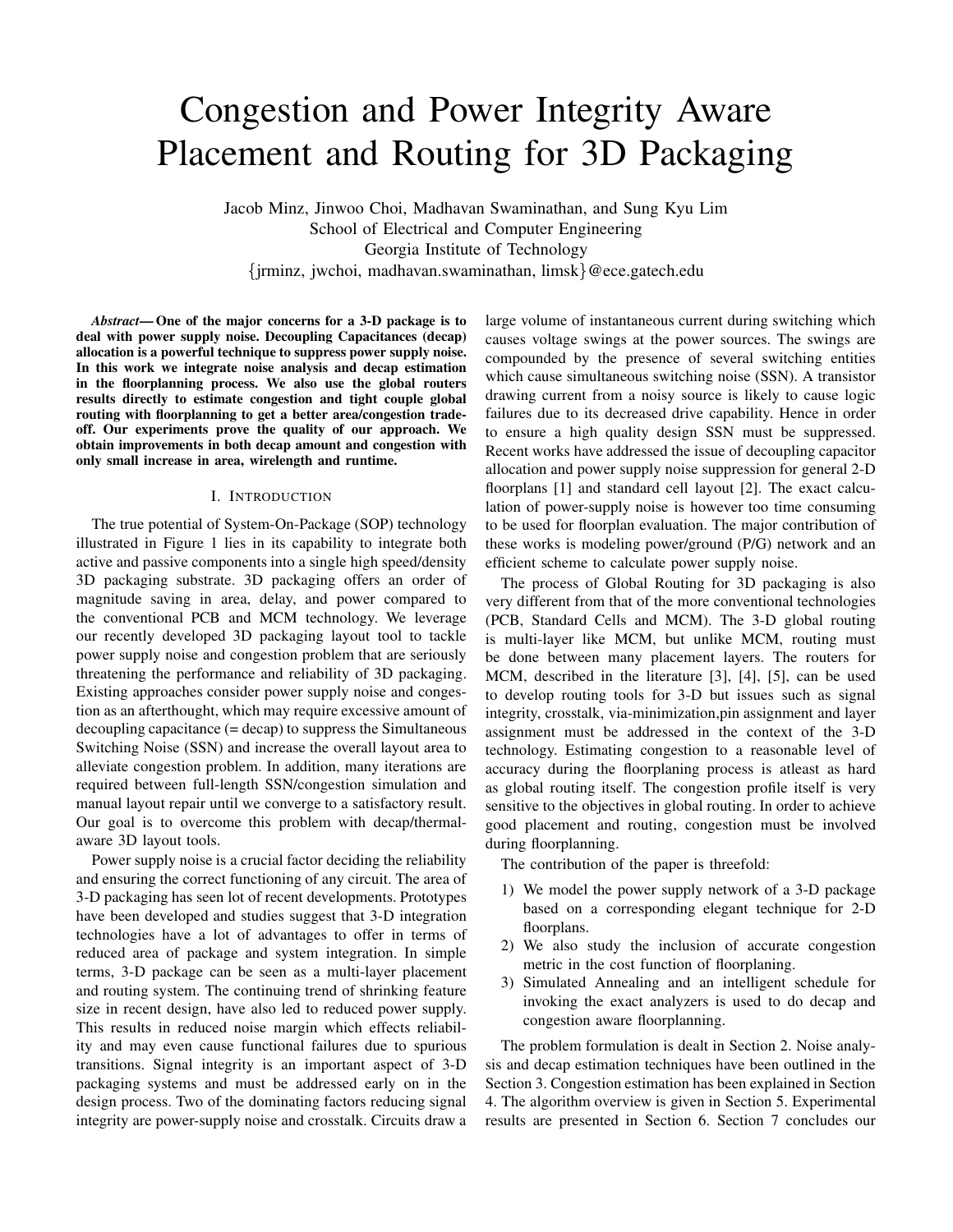# Congestion and Power Integrity Aware Placement and Routing for 3D Packaging

Jacob Minz, Jinwoo Choi, Madhavan Swaminathan, and Sung Kyu Lim
School of Electrical and Computer Engineering
Georgia Institute of Technology
{jrminz, jwchoi, madhavan.swaminathan, limsk}@ece.gatech.edu

***Abstract*— One of the major concerns for a 3-D package is to deal with power supply noise. Decoupling Capacitances (decap) allocation is a powerful technique to suppress power supply noise. In this work we integrate noise analysis and decap estimation in the floorplanning process. We also use the global routers results directly to estimate congestion and tight couple global routing with floorplanning to get a better area/congestion trade-off. Our experiments prove the quality of our approach. We obtain improvements in both decap amount and congestion with only small increase in area, wirelength and runtime.**

## I. Introduction

The true potential of System-On-Package (SOP) technology illustrated in Figure 1 lies in its capability to integrate both active and passive components into a single high speed/density 3D packaging substrate. 3D packaging offers an order of magnitude saving in area, delay, and power compared to the conventional PCB and MCM technology. We leverage our recently developed 3D packaging layout tool to tackle power supply noise and congestion problem that are seriously threatening the performance and reliability of 3D packaging. Existing approaches consider power supply noise and congestion as an afterthought, which may require excessive amount of decoupling capacitance (= decap) to suppress the Simultaneous Switching Noise (SSN) and increase the overall layout area to alleviate congestion problem. In addition, many iterations are required between full-length SSN/congestion simulation and manual layout repair until we converge to a satisfactory result. Our goal is to overcome this problem with decap/thermal-aware 3D layout tools.

Power supply noise is a crucial factor deciding the reliability and ensuring the correct functioning of any circuit. The area of 3-D packaging has seen lot of recent developments. Prototypes have been developed and studies suggest that 3-D integration technologies have a lot of advantages to offer in terms of reduced area of package and system integration. In simple terms, 3-D package can be seen as a multi-layer placement and routing system. The continuing trend of shrinking feature size in recent design, have also led to reduced power supply. This results in reduced noise margin which effects reliability and may even cause functional failures due to spurious transitions. Signal integrity is an important aspect of 3-D packaging systems and must be addressed early on in the design process. Two of the dominating factors reducing signal integrity are power-supply noise and crosstalk. Circuits draw a large volume of instantaneous current during switching which causes voltage swings at the power sources. The swings are compounded by the presence of several switching entities which cause simultaneous switching noise (SSN). A transistor drawing current from a noisy source is likely to cause logic failures due to its decreased drive capability. Hence in order to ensure a high quality design SSN must be suppressed. Recent works have addressed the issue of decoupling capacitor allocation and power supply noise suppression for general 2-D floorplans [1] and standard cell layout [2]. The exact calculation of power-supply noise is however too time consuming to be used for floorplan evaluation. The major contribution of these works is modeling power/ground (P/G) network and an efficient scheme to calculate power supply noise.

The process of Global Routing for 3D packaging is also very different from that of the more conventional technologies (PCB, Standard Cells and MCM). The 3-D global routing is multi-layer like MCM, but unlike MCM, routing must be done between many placement layers. The routers for MCM, described in the literature [3], [4], [5], can be used to develop routing tools for 3-D but issues such as signal integrity, crosstalk, via-minimization,pin assignment and layer assignment must be addressed in the context of the 3-D technology. Estimating congestion to a reasonable level of accuracy during the floorplaning process is atleast as hard as global routing itself. The congestion profile itself is very sensitive to the objectives in global routing. In order to achieve good placement and routing, congestion must be involved during floorplanning.

The contribution of the paper is threefold:

1) We model the power supply network of a 3-D package based on a corresponding elegant technique for 2-D floorplans.
2) We also study the inclusion of accurate congestion metric in the cost function of floorplaning.
3) Simulated Annealing and an intelligent schedule for invoking the exact analyzers is used to do decap and congestion aware floorplanning.

The problem formulation is dealt in Section 2. Noise analysis and decap estimation techniques have been outlined in the Section 3. Congestion estimation has been explained in Section 4. The algorithm overview is given in Section 5. Experimental results are presented in Section 6. Section 7 concludes our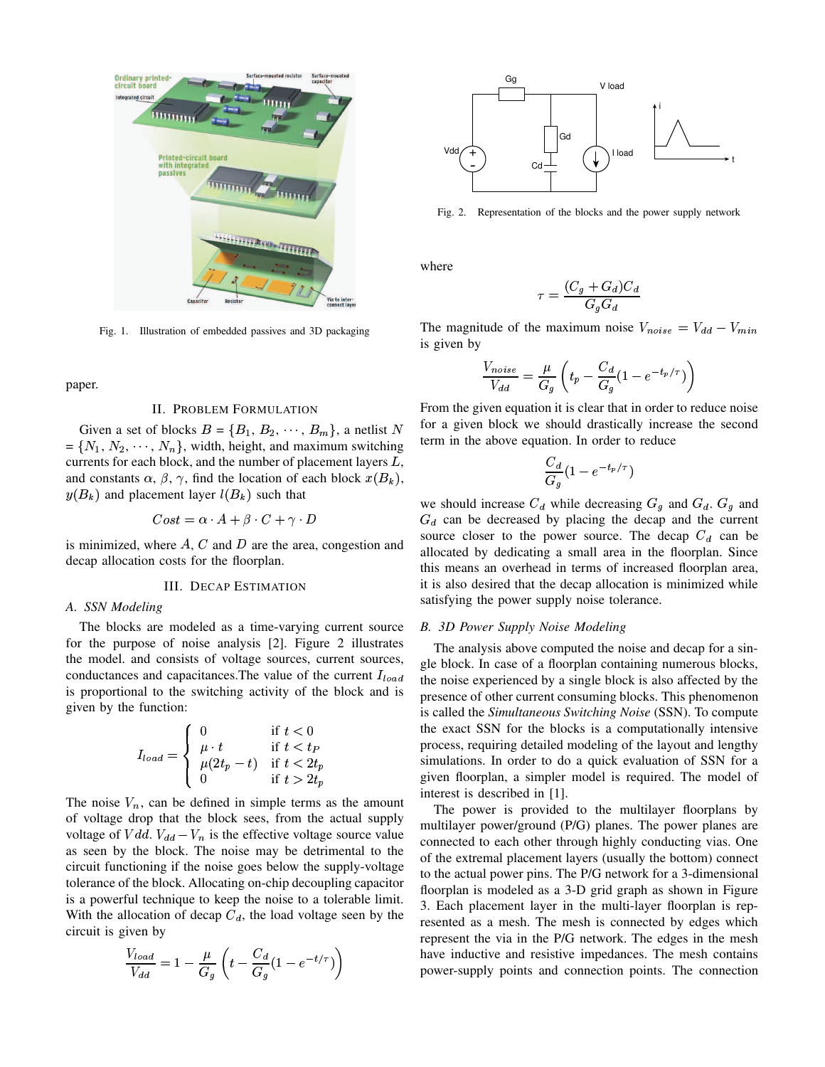Fig. 1. Illustration of embedded passives and 3D packaging

paper.

## II. Problem Formulation

Given a set of blocks $B = \{B_1, B_2, \cdots, B_m\}$, a netlist $N = \{N_1, N_2, \cdots, N_n\}$, width, height, and maximum switching currents for each block, and the number of placement layers $L$, and constants $\alpha$, $\beta$, $\gamma$, find the location of each block $x(B_k)$, $y(B_k)$ and placement layer $l(B_k)$ such that

$$Cost = \alpha \cdot A + \beta \cdot C + \gamma \cdot D$$

is minimized, where $A$, $C$ and $D$ are the area, congestion and decap allocation costs for the floorplan.

## III. Decap Estimation

### A. SSN Modeling

The blocks are modeled as a time-varying current source for the purpose of noise analysis [2]. Figure 2 illustrates the model. and consists of voltage sources, current sources, conductances and capacitances.The value of the current $I_{load}$ is proportional to the switching activity of the block and is given by the function:

$$I_{load} = \begin{cases} 0 & \text{if } t < 0 \\ \mu \cdot t & \text{if } t < t_P \\ \mu(2t_p - t) & \text{if } t < 2t_p \\ 0 & \text{if } t > 2t_p \end{cases}$$

The noise $V_n$, can be defined in simple terms as the amount of voltage drop that the block sees, from the actual supply voltage of $Vdd$. $V_{dd} - V_n$ is the effective voltage source value as seen by the block. The noise may be detrimental to the circuit functioning if the noise goes below the supply-voltage tolerance of the block. Allocating on-chip decoupling capacitor is a powerful technique to keep the noise to a tolerable limit. With the allocation of decap $C_d$, the load voltage seen by the circuit is given by

$$\frac{V_{load}}{V_{dd}} = 1 - \frac{\mu}{G_g}\left(t - \frac{C_d}{G_g}(1 - e^{-t/\tau})\right)$$

Fig. 2. Representation of the blocks and the power supply network

where

$$\tau = \frac{(C_g + G_d)C_d}{G_g G_d}$$

The magnitude of the maximum noise $V_{noise} = V_{dd} - V_{min}$ is given by

$$\frac{V_{noise}}{V_{dd}} = \frac{\mu}{G_g}\left(t_p - \frac{C_d}{G_g}(1 - e^{-t_p/\tau})\right)$$

From the given equation it is clear that in order to reduce noise for a given block we should drastically increase the second term in the above equation. In order to reduce

$$\frac{C_d}{G_g}(1 - e^{-t_p/\tau})$$

we should increase $C_d$ while decreasing $G_g$ and $G_d$. $G_g$ and $G_d$ can be decreased by placing the decap and the current source closer to the power source. The decap $C_d$ can be allocated by dedicating a small area in the floorplan. Since this means an overhead in terms of increased floorplan area, it is also desired that the decap allocation is minimized while satisfying the power supply noise tolerance.

### B. 3D Power Supply Noise Modeling

The analysis above computed the noise and decap for a single block. In case of a floorplan containing numerous blocks, the noise experienced by a single block is also affected by the presence of other current consuming blocks. This phenomenon is called the *Simultaneous Switching Noise* (SSN). To compute the exact SSN for the blocks is a computationally intensive process, requiring detailed modeling of the layout and lengthy simulations. In order to do a quick evaluation of SSN for a given floorplan, a simpler model is required. The model of interest is described in [1].

The power is provided to the multilayer floorplans by multilayer power/ground (P/G) planes. The power planes are connected to each other through highly conducting vias. One of the extremal placement layers (usually the bottom) connect to the actual power pins. The P/G network for a 3-dimensional floorplan is modeled as a 3-D grid graph as shown in Figure 3. Each placement layer in the multi-layer floorplan is represented as a mesh. The mesh is connected by edges which represent the via in the P/G network. The edges in the mesh have inductive and resistive impedances. The mesh contains power-supply points and connection points. The connection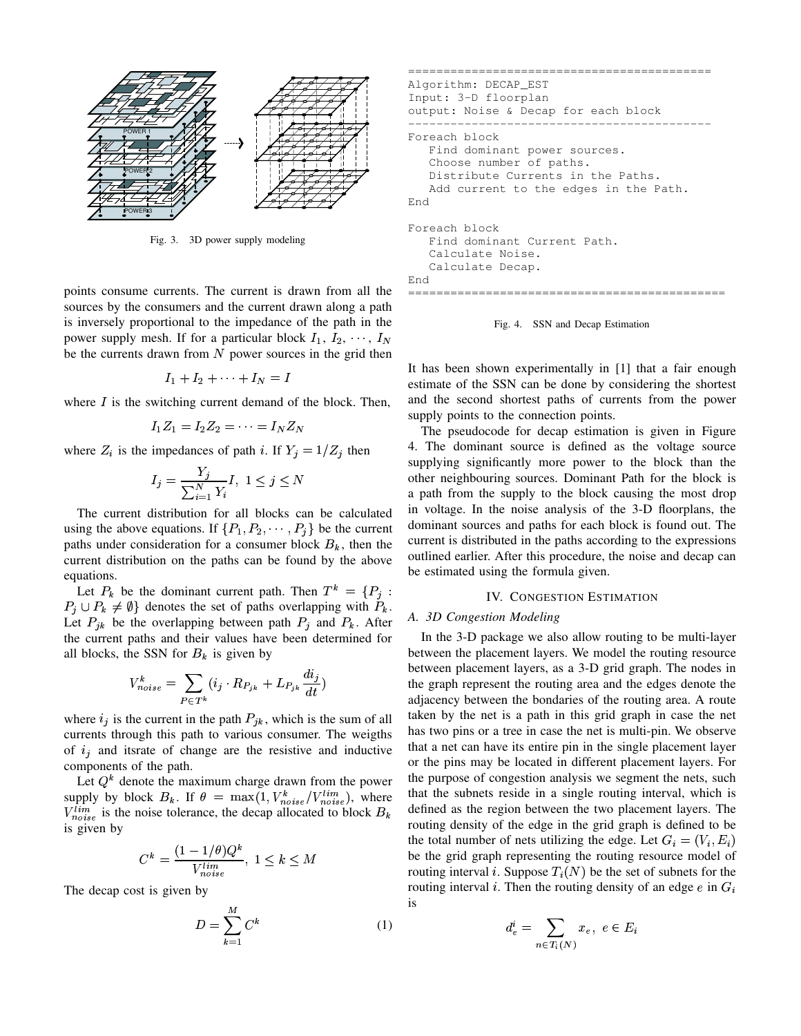Fig. 3. 3D power supply modeling

points consume currents. The current is drawn from all the sources by the consumers and the current drawn along a path is inversely proportional to the impedance of the path in the power supply mesh. If for a particular block $I_1, I_2, \cdots, I_N$ be the currents drawn from $N$ power sources in the grid then

$$I_1 + I_2 + \cdots + I_N = I$$

where $I$ is the switching current demand of the block. Then,

$$I_1 Z_1 = I_2 Z_2 = \cdots = I_N Z_N$$

where $Z_i$ is the impedances of path $i$. If $Y_j = 1/Z_j$ then

$$I_j = \frac{Y_j}{\sum_{i=1}^{N} Y_i} I, \ 1 \leq j \leq N$$

The current distribution for all blocks can be calculated using the above equations. If $\{P_1, P_2, \cdots, P_j\}$ be the current paths under consideration for a consumer block $B_k$, then the current distribution on the paths can be found by the above equations.

Let $P_k$ be the dominant current path. Then $T^k = \{P_j : P_j \cup P_k \neq \emptyset\}$ denotes the set of paths overlapping with $P_k$. Let $P_{jk}$ be the overlapping between path $P_j$ and $P_k$. After the current paths and their values have been determined for all blocks, the SSN for $B_k$ is given by

$$V_{noise}^k = \sum_{P \in T^k} (i_j \cdot R_{P_{jk}} + L_{P_{jk}} \frac{di_j}{dt})$$

where $i_j$ is the current in the path $P_{jk}$, which is the sum of all currents through this path to various consumer. The weigths of $i_j$ and itsrate of change are the resistive and inductive components of the path.

Let $Q^k$ denote the maximum charge drawn from the power supply by block $B_k$. If $\theta = \max(1, V_{noise}^k / V_{noise}^{lim})$, where $V_{noise}^{lim}$ is the noise tolerance, the decap allocated to block $B_k$ is given by

$$C^k = \frac{(1 - 1/\theta) Q^k}{V_{noise}^{lim}}, \ 1 \leq k \leq M$$

The decap cost is given by

$$D = \sum_{k=1}^{M} C^k \qquad (1)$$

```
===========================================
Algorithm: DECAP_EST
Input: 3-D floorplan
output: Noise & Decap for each block
-------------------------------------------
Foreach block
   Find dominant power sources.
   Choose number of paths.
   Distribute Currents in the Paths.
   Add current to the edges in the Path.
End

Foreach block
   Find dominant Current Path.
   Calculate Noise.
   Calculate Decap.
End
============================================
```

Fig. 4. SSN and Decap Estimation

It has been shown experimentally in [1] that a fair enough estimate of the SSN can be done by considering the shortest and the second shortest paths of currents from the power supply points to the connection points.

The pseudocode for decap estimation is given in Figure 4. The dominant source is defined as the voltage source supplying significantly more power to the block than the other neighbouring sources. Dominant Path for the block is a path from the supply to the block causing the most drop in voltage. In the noise analysis of the 3-D floorplans, the dominant sources and paths for each block is found out. The current is distributed in the paths according to the expressions outlined earlier. After this procedure, the noise and decap can be estimated using the formula given.

## IV. Congestion Estimation

### A. 3D Congestion Modeling

In the 3-D package we also allow routing to be multi-layer between the placement layers. We model the routing resource between placement layers, as a 3-D grid graph. The nodes in the graph represent the routing area and the edges denote the adjacency between the bondaries of the routing area. A route taken by the net is a path in this grid graph in case the net has two pins or a tree in case the net is multi-pin. We observe that a net can have its entire pin in the single placement layer or the pins may be located in different placement layers. For the purpose of congestion analysis we segment the nets, such that the subnets reside in a single routing interval, which is defined as the region between the two placement layers. The routing density of the edge in the grid graph is defined to be the total number of nets utilizing the edge. Let $G_i = (V_i, E_i)$ be the grid graph representing the routing resource model of routing interval $i$. Suppose $T_i(N)$ be the set of subnets for the routing interval $i$. Then the routing density of an edge $e$ in $G_i$ is

$$d_e^i = \sum_{n \in T_i(N)} x_e, \ e \in E_i$$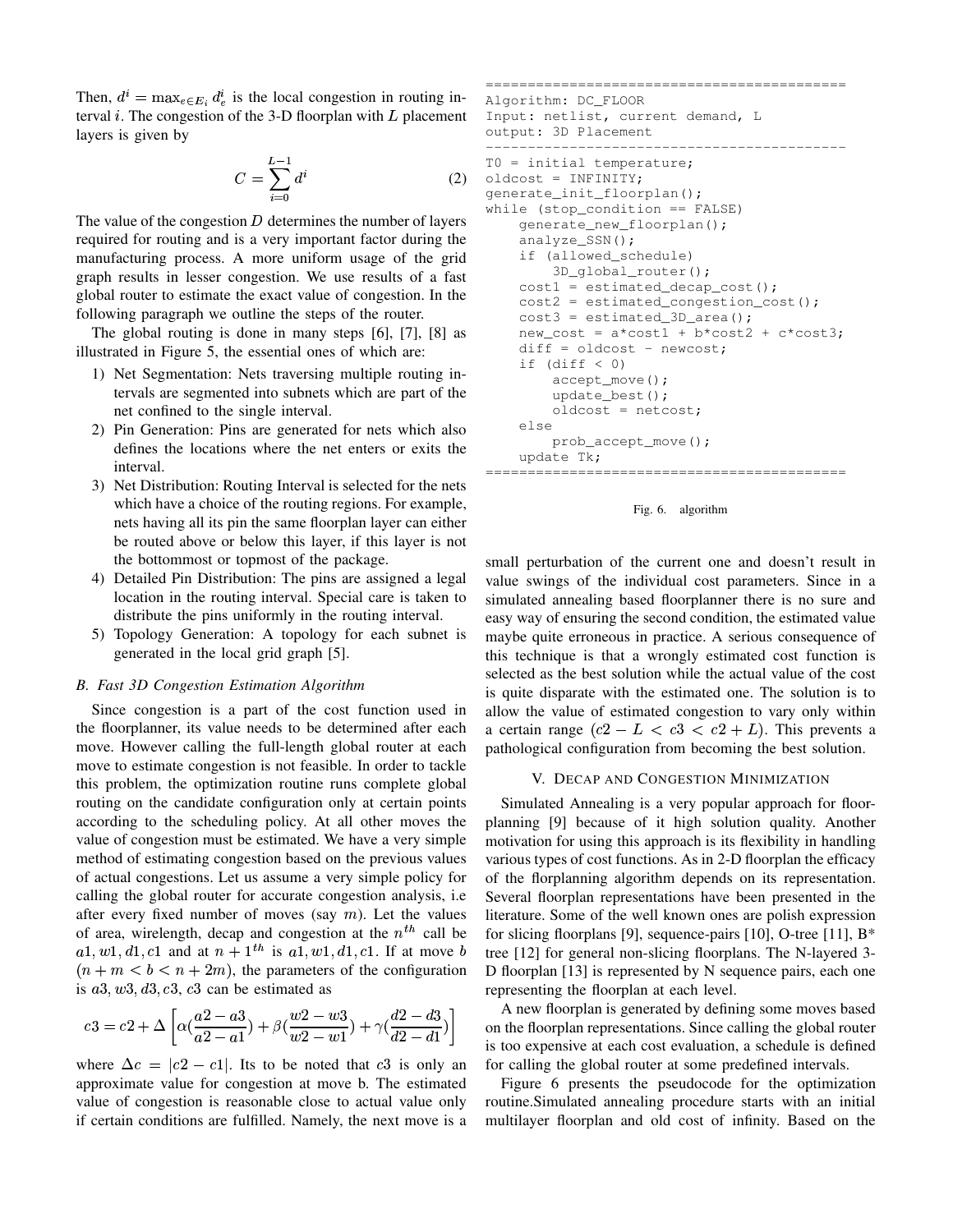Then, $d^i = \max_{e \in E_i} d_e^i$ is the local congestion in routing interval $i$. The congestion of the 3-D floorplan with $L$ placement layers is given by

$$C = \sum_{i=0}^{L-1} d^i \tag{2}$$

The value of the congestion $D$ determines the number of layers required for routing and is a very important factor during the manufacturing process. A more uniform usage of the grid graph results in lesser congestion. We use results of a fast global router to estimate the exact value of congestion. In the following paragraph we outline the steps of the router.

The global routing is done in many steps [6], [7], [8] as illustrated in Figure 5, the essential ones of which are:

1) Net Segmentation: Nets traversing multiple routing intervals are segmented into subnets which are part of the net confined to the single interval.
2) Pin Generation: Pins are generated for nets which also defines the locations where the net enters or exits the interval.
3) Net Distribution: Routing Interval is selected for the nets which have a choice of the routing regions. For example, nets having all its pin the same floorplan layer can either be routed above or below this layer, if this layer is not the bottommost or topmost of the package.
4) Detailed Pin Distribution: The pins are assigned a legal location in the routing interval. Special care is taken to distribute the pins uniformly in the routing interval.
5) Topology Generation: A topology for each subnet is generated in the local grid graph [5].

### B. Fast 3D Congestion Estimation Algorithm

Since congestion is a part of the cost function used in the floorplanner, its value needs to be determined after each move. However calling the full-length global router at each move to estimate congestion is not feasible. In order to tackle this problem, the optimization routine runs complete global routing on the candidate configuration only at certain points according to the scheduling policy. At all other moves the value of congestion must be estimated. We have a very simple method of estimating congestion based on the previous values of actual congestions. Let us assume a very simple policy for calling the global router for accurate congestion analysis, i.e after every fixed number of moves (say $m$). Let the values of area, wirelength, decap and congestion at the $n^{th}$ call be $a1, w1, d1, c1$ and at $n+1^{th}$ is $a1, w1, d1, c1$. If at move $b$ $(n+m < b < n+2m)$, the parameters of the configuration is $a3, w3, d3, c3$, $c3$ can be estimated as

$$c3 = c2 + \Delta \left[ \alpha(\frac{a2-a3}{a2-a1}) + \beta(\frac{w2-w3}{w2-w1}) + \gamma(\frac{d2-d3}{d2-d1}) \right]$$

where $\Delta c = |c2 - c1|$. Its to be noted that $c3$ is only an approximate value for congestion at move b. The estimated value of congestion is reasonable close to actual value only if certain conditions are fulfilled. Namely, the next move is a small perturbation of the current one and doesn't result in value swings of the individual cost parameters. Since in a simulated annealing based floorplanner there is no sure and easy way of ensuring the second condition, the estimated value maybe quite erroneous in practice. A serious consequence of this technique is that a wrongly estimated cost function is selected as the best solution while the actual value of the cost is quite disparate with the estimated one. The solution is to allow the value of estimated congestion to vary only within a certain range $(c2 - L < c3 < c2 + L)$. This prevents a pathological configuration from becoming the best solution.

## V. Decap and Congestion Minimization

Simulated Annealing is a very popular approach for floorplanning [9] because of it high solution quality. Another motivation for using this approach is its flexibility in handling various types of cost functions. As in 2-D floorplan the efficacy of the florplanning algorithm depends on its representation. Several floorplan representations have been presented in the literature. Some of the well known ones are polish expression for slicing floorplans [9], sequence-pairs [10], O-tree [11], B* tree [12] for general non-slicing floorplans. The N-layered 3-D floorplan [13] is represented by N sequence pairs, each one representing the floorplan at each level.

A new floorplan is generated by defining some moves based on the floorplan representations. Since calling the global router is too expensive at each cost evaluation, a schedule is defined for calling the global router at some predefined intervals.

Figure 6 presents the pseudocode for the optimization routine.Simulated annealing procedure starts with an initial multilayer floorplan and old cost of infinity. Based on the

```
==========================================
Algorithm: DC_FLOOR
Input: netlist, current demand, L
output: 3D Placement
------------------------------------------
T0 = initial temperature;
oldcost = INFINITY;
generate_init_floorplan();
while (stop_condition == FALSE)
    generate_new_floorplan();
    analyze_SSN();
    if (allowed_schedule)
        3D_global_router();
    cost1 = estimated_decap_cost();
    cost2 = estimated_congestion_cost();
    cost3 = estimated_3D_area();
    new_cost = a*cost1 + b*cost2 + c*cost3;
    diff = oldcost - newcost;
    if (diff < 0)
        accept_move();
        update_best();
        oldcost = netcost;
    else
        prob_accept_move();
    update Tk;
==========================================
```

Fig. 6. algorithm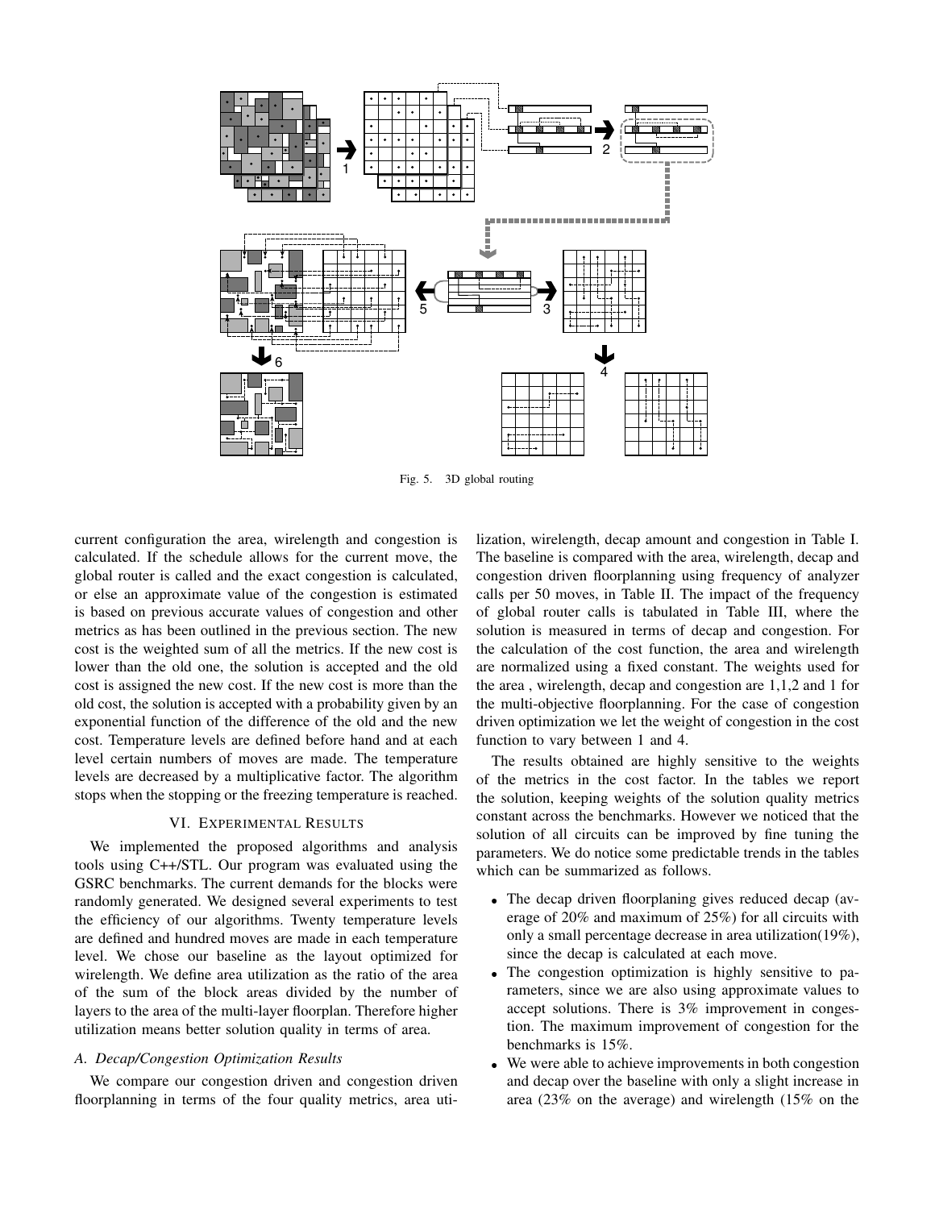Fig. 5. 3D global routing

current configuration the area, wirelength and congestion is calculated. If the schedule allows for the current move, the global router is called and the exact congestion is calculated, or else an approximate value of the congestion is estimated is based on previous accurate values of congestion and other metrics as has been outlined in the previous section. The new cost is the weighted sum of all the metrics. If the new cost is lower than the old one, the solution is accepted and the old cost is assigned the new cost. If the new cost is more than the old cost, the solution is accepted with a probability given by an exponential function of the difference of the old and the new cost. Temperature levels are defined before hand and at each level certain numbers of moves are made. The temperature levels are decreased by a multiplicative factor. The algorithm stops when the stopping or the freezing temperature is reached.

## VI. Experimental Results

We implemented the proposed algorithms and analysis tools using C++/STL. Our program was evaluated using the GSRC benchmarks. The current demands for the blocks were randomly generated. We designed several experiments to test the efficiency of our algorithms. Twenty temperature levels are defined and hundred moves are made in each temperature level. We chose our baseline as the layout optimized for wirelength. We define area utilization as the ratio of the area of the sum of the block areas divided by the number of layers to the area of the multi-layer floorplan. Therefore higher utilization means better solution quality in terms of area.

### A. Decap/Congestion Optimization Results

We compare our congestion driven and congestion driven floorplanning in terms of the four quality metrics, area utilization, wirelength, decap amount and congestion in Table I. The baseline is compared with the area, wirelength, decap and congestion driven floorplanning using frequency of analyzer calls per 50 moves, in Table II. The impact of the frequency of global router calls is tabulated in Table III, where the solution is measured in terms of decap and congestion. For the calculation of the cost function, the area and wirelength are normalized using a fixed constant. The weights used for the area , wirelength, decap and congestion are 1,1,2 and 1 for the multi-objective floorplanning. For the case of congestion driven optimization we let the weight of congestion in the cost function to vary between 1 and 4.

The results obtained are highly sensitive to the weights of the metrics in the cost factor. In the tables we report the solution, keeping weights of the solution quality metrics constant across the benchmarks. However we noticed that the solution of all circuits can be improved by fine tuning the parameters. We do notice some predictable trends in the tables which can be summarized as follows.

- The decap driven floorplaning gives reduced decap (average of 20% and maximum of 25%) for all circuits with only a small percentage decrease in area utilization(19%), since the decap is calculated at each move.
- The congestion optimization is highly sensitive to parameters, since we are also using approximate values to accept solutions. There is 3% improvement in congestion. The maximum improvement of congestion for the benchmarks is 15%.
- We were able to achieve improvements in both congestion and decap over the baseline with only a slight increase in area (23% on the average) and wirelength (15% on the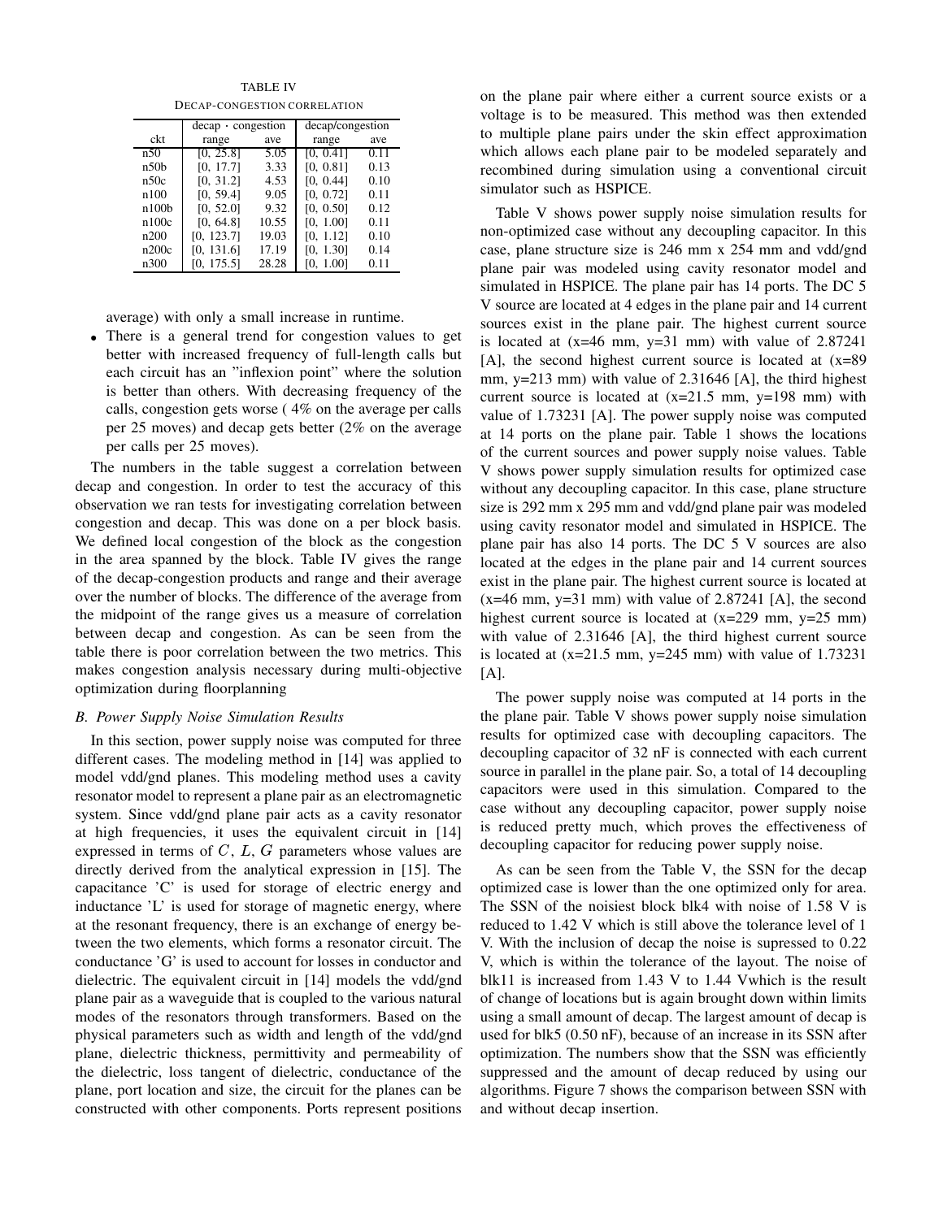TABLE IV

DECAP-CONGESTION CORRELATION

| ckt | decap · congestion range | ave | decap/congestion range | ave |
|---|---|---|---|---|
| n50 | [0, 25.8] | 5.05 | [0, 0.41] | 0.11 |
| n50b | [0, 17.7] | 3.33 | [0, 0.81] | 0.13 |
| n50c | [0, 31.2] | 4.53 | [0, 0.44] | 0.10 |
| n100 | [0, 59.4] | 9.05 | [0, 0.72] | 0.11 |
| n100b | [0, 52.0] | 9.32 | [0, 0.50] | 0.12 |
| n100c | [0, 64.8] | 10.55 | [0, 1.00] | 0.11 |
| n200 | [0, 123.7] | 19.03 | [0, 1.12] | 0.10 |
| n200c | [0, 131.6] | 17.19 | [0, 1.30] | 0.14 |
| n300 | [0, 175.5] | 28.28 | [0, 1.00] | 0.11 |

average) with only a small increase in runtime.

- There is a general trend for congestion values to get better with increased frequency of full-length calls but each circuit has an "inflexion point" where the solution is better than others. With decreasing frequency of the calls, congestion gets worse ( 4% on the average per calls per 25 moves) and decap gets better (2% on the average per calls per 25 moves).

The numbers in the table suggest a correlation between decap and congestion. In order to test the accuracy of this observation we ran tests for investigating correlation between congestion and decap. This was done on a per block basis. We defined local congestion of the block as the congestion in the area spanned by the block. Table IV gives the range of the decap-congestion products and range and their average over the number of blocks. The difference of the average from the midpoint of the range gives us a measure of correlation between decap and congestion. As can be seen from the table there is poor correlation between the two metrics. This makes congestion analysis necessary during multi-objective optimization during floorplanning

### *B. Power Supply Noise Simulation Results*

In this section, power supply noise was computed for three different cases. The modeling method in [14] was applied to model vdd/gnd planes. This modeling method uses a cavity resonator model to represent a plane pair as an electromagnetic system. Since vdd/gnd plane pair acts as a cavity resonator at high frequencies, it uses the equivalent circuit in [14] expressed in terms of $C$, $L$, $G$ parameters whose values are directly derived from the analytical expression in [15]. The capacitance 'C' is used for storage of electric energy and inductance 'L' is used for storage of magnetic energy, where at the resonant frequency, there is an exchange of energy between the two elements, which forms a resonator circuit. The conductance 'G' is used to account for losses in conductor and dielectric. The equivalent circuit in [14] models the vdd/gnd plane pair as a waveguide that is coupled to the various natural modes of the resonators through transformers. Based on the physical parameters such as width and length of the vdd/gnd plane, dielectric thickness, permittivity and permeability of the dielectric, loss tangent of dielectric, conductance of the plane, port location and size, the circuit for the planes can be constructed with other components. Ports represent positions on the plane pair where either a current source exists or a voltage is to be measured. This method was then extended to multiple plane pairs under the skin effect approximation which allows each plane pair to be modeled separately and recombined during simulation using a conventional circuit simulator such as HSPICE.

Table V shows power supply noise simulation results for non-optimized case without any decoupling capacitor. In this case, plane structure size is 246 mm x 254 mm and vdd/gnd plane pair was modeled using cavity resonator model and simulated in HSPICE. The plane pair has 14 ports. The DC 5 V source are located at 4 edges in the plane pair and 14 current sources exist in the plane pair. The highest current source is located at (x=46 mm, y=31 mm) with value of 2.87241 [A], the second highest current source is located at (x=89 mm, y=213 mm) with value of 2.31646 [A], the third highest current source is located at (x=21.5 mm, y=198 mm) with value of 1.73231 [A]. The power supply noise was computed at 14 ports on the plane pair. Table 1 shows the locations of the current sources and power supply noise values. Table V shows power supply simulation results for optimized case without any decoupling capacitor. In this case, plane structure size is 292 mm x 295 mm and vdd/gnd plane pair was modeled using cavity resonator model and simulated in HSPICE. The plane pair has also 14 ports. The DC 5 V sources are also located at the edges in the plane pair and 14 current sources exist in the plane pair. The highest current source is located at (x=46 mm, y=31 mm) with value of 2.87241 [A], the second highest current source is located at (x=229 mm, y=25 mm) with value of 2.31646 [A], the third highest current source is located at (x=21.5 mm, y=245 mm) with value of 1.73231 [A].

The power supply noise was computed at 14 ports in the the plane pair. Table V shows power supply noise simulation results for optimized case with decoupling capacitors. The decoupling capacitor of 32 nF is connected with each current source in parallel in the plane pair. So, a total of 14 decoupling capacitors were used in this simulation. Compared to the case without any decoupling capacitor, power supply noise is reduced pretty much, which proves the effectiveness of decoupling capacitor for reducing power supply noise.

As can be seen from the Table V, the SSN for the decap optimized case is lower than the one optimized only for area. The SSN of the noisiest block blk4 with noise of 1.58 V is reduced to 1.42 V which is still above the tolerance level of 1 V. With the inclusion of decap the noise is supressed to 0.22 V, which is within the tolerance of the layout. The noise of blk11 is increased from 1.43 V to 1.44 Vwhich is the result of change of locations but is again brought down within limits using a small amount of decap. The largest amount of decap is used for blk5 (0.50 nF), because of an increase in its SSN after optimization. The numbers show that the SSN was efficiently suppressed and the amount of decap reduced by using our algorithms. Figure 7 shows the comparison between SSN with and without decap insertion.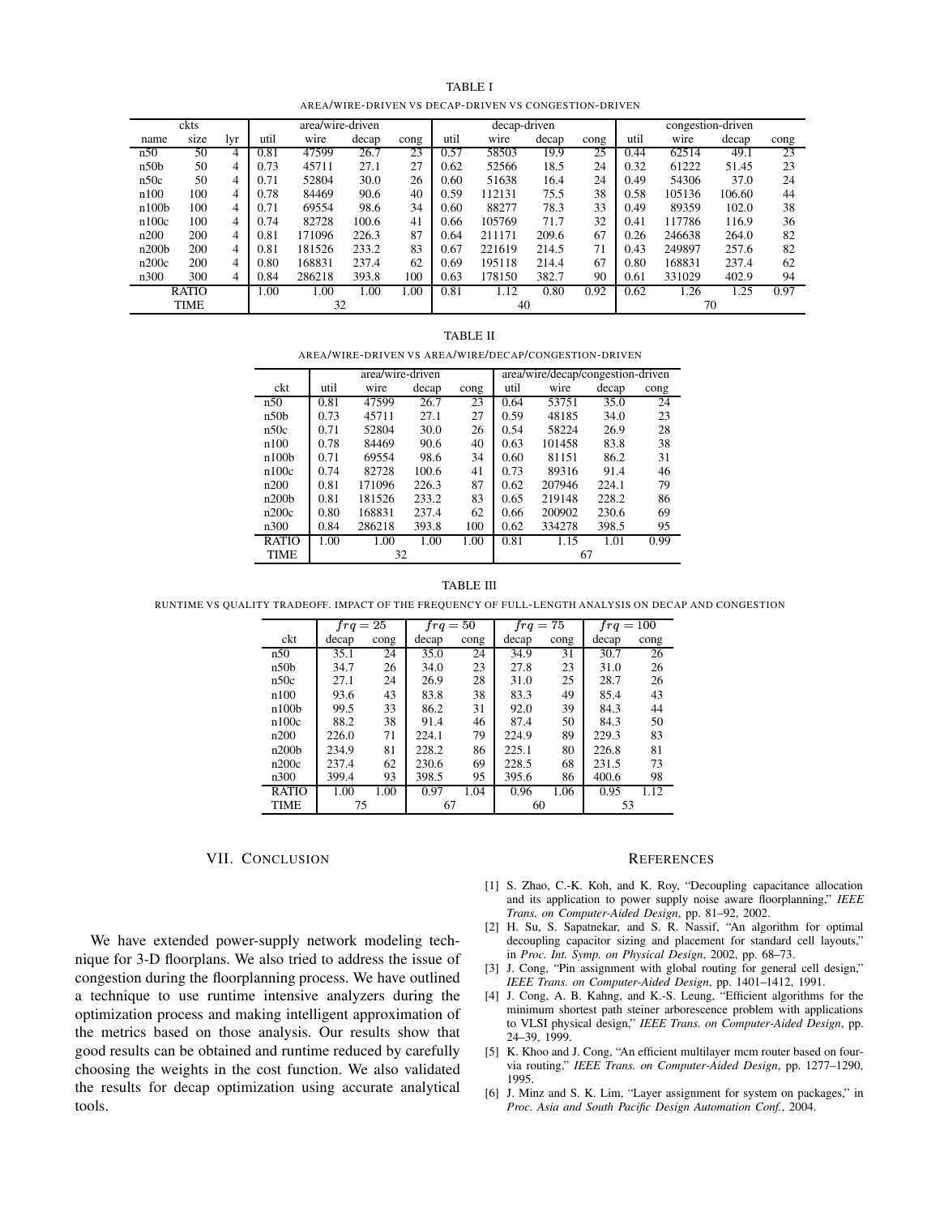TABLE I

AREA/WIRE-DRIVEN VS DECAP-DRIVEN VS CONGESTION-DRIVEN

| ckts | | | area/wire-driven | | | | decap-driven | | | | congestion-driven | | | |
|---|---|---|---|---|---|---|---|---|---|---|---|---|---|---|
| name | size | lyr | util | wire | decap | cong | util | wire | decap | cong | util | wire | decap | cong |
| n50 | 50 | 4 | 0.81 | 47599 | 26.7 | 23 | 0.57 | 58503 | 19.9 | 25 | 0.44 | 62514 | 49.1 | 23 |
| n50b | 50 | 4 | 0.73 | 45711 | 27.1 | 27 | 0.62 | 52566 | 18.5 | 24 | 0.32 | 61222 | 51.45 | 23 |
| n50c | 50 | 4 | 0.71 | 52804 | 30.0 | 26 | 0.60 | 51638 | 16.4 | 24 | 0.49 | 54306 | 37.0 | 24 |
| n100 | 100 | 4 | 0.78 | 84469 | 90.6 | 40 | 0.59 | 112131 | 75.5 | 38 | 0.58 | 105136 | 106.60 | 44 |
| n100b | 100 | 4 | 0.71 | 69554 | 98.6 | 34 | 0.60 | 88277 | 78.3 | 33 | 0.49 | 89359 | 102.0 | 38 |
| n100c | 100 | 4 | 0.74 | 82728 | 100.6 | 41 | 0.66 | 105769 | 71.7 | 32 | 0.41 | 117786 | 116.9 | 36 |
| n200 | 200 | 4 | 0.81 | 171096 | 226.3 | 87 | 0.64 | 211171 | 209.6 | 67 | 0.26 | 246638 | 264.0 | 82 |
| n200b | 200 | 4 | 0.81 | 181526 | 233.2 | 83 | 0.67 | 221619 | 214.5 | 71 | 0.43 | 249897 | 257.6 | 82 |
| n200c | 200 | 4 | 0.80 | 168831 | 237.4 | 62 | 0.69 | 195118 | 214.4 | 67 | 0.80 | 168831 | 237.4 | 62 |
| n300 | 300 | 4 | 0.84 | 286218 | 393.8 | 100 | 0.63 | 178150 | 382.7 | 90 | 0.61 | 331029 | 402.9 | 94 |
| RATIO | | | 1.00 | 1.00 | 1.00 | 1.00 | 0.81 | 1.12 | 0.80 | 0.92 | 0.62 | 1.26 | 1.25 | 0.97 |
| TIME | | | 32 | | | | 40 | | | | 70 | | | |

TABLE II

AREA/WIRE-DRIVEN VS AREA/WIRE/DECAP/CONGESTION-DRIVEN

| | area/wire-driven | | | | area/wire/decap/congestion-driven | | | |
|---|---|---|---|---|---|---|---|---|
| ckt | util | wire | decap | cong | util | wire | decap | cong |
| n50 | 0.81 | 47599 | 26.7 | 23 | 0.64 | 53751 | 35.0 | 24 |
| n50b | 0.73 | 45711 | 27.1 | 27 | 0.59 | 48185 | 34.0 | 23 |
| n50c | 0.71 | 52804 | 30.0 | 26 | 0.54 | 58224 | 26.9 | 28 |
| n100 | 0.78 | 84469 | 90.6 | 40 | 0.63 | 101458 | 83.8 | 38 |
| n100b | 0.71 | 69554 | 98.6 | 34 | 0.60 | 81151 | 86.2 | 31 |
| n100c | 0.74 | 82728 | 100.6 | 41 | 0.73 | 89316 | 91.4 | 46 |
| n200 | 0.81 | 171096 | 226.3 | 87 | 0.62 | 207946 | 224.1 | 79 |
| n200b | 0.81 | 181526 | 233.2 | 83 | 0.65 | 219148 | 228.2 | 86 |
| n200c | 0.80 | 168831 | 237.4 | 62 | 0.66 | 200902 | 230.6 | 69 |
| n300 | 0.84 | 286218 | 393.8 | 100 | 0.62 | 334278 | 398.5 | 95 |
| RATIO | 1.00 | 1.00 | 1.00 | 1.00 | 0.81 | 1.15 | 1.01 | 0.99 |
| TIME | 32 | | | | 67 | | | |

TABLE III

RUNTIME VS QUALITY TRADEOFF. IMPACT OF THE FREQUENCY OF FULL-LENGTH ANALYSIS ON DECAP AND CONGESTION

| | $frq = 25$ | | $frq = 50$ | | $frq = 75$ | | $frq = 100$ | |
|---|---|---|---|---|---|---|---|---|
| ckt | decap | cong | decap | cong | decap | cong | decap | cong |
| n50 | 35.1 | 24 | 35.0 | 24 | 34.9 | 31 | 30.7 | 26 |
| n50b | 34.7 | 26 | 34.0 | 23 | 27.8 | 23 | 31.0 | 26 |
| n50c | 27.1 | 24 | 26.9 | 28 | 31.0 | 25 | 28.7 | 26 |
| n100 | 93.6 | 43 | 83.8 | 38 | 83.3 | 49 | 85.4 | 43 |
| n100b | 99.5 | 33 | 86.2 | 31 | 92.0 | 39 | 84.3 | 44 |
| n100c | 88.2 | 38 | 91.4 | 46 | 87.4 | 50 | 84.3 | 50 |
| n200 | 226.0 | 71 | 224.1 | 79 | 224.9 | 89 | 229.3 | 83 |
| n200b | 234.9 | 81 | 228.2 | 86 | 225.1 | 80 | 226.8 | 81 |
| n200c | 237.4 | 62 | 230.6 | 69 | 228.5 | 68 | 231.5 | 73 |
| n300 | 399.4 | 93 | 398.5 | 95 | 395.6 | 86 | 400.6 | 98 |
| RATIO | 1.00 | 1.00 | 0.97 | 1.04 | 0.96 | 1.06 | 0.95 | 1.12 |
| TIME | 75 | | 67 | | 60 | | 53 | |

## VII. Conclusion

We have extended power-supply network modeling technique for 3-D floorplans. We also tried to address the issue of congestion during the floorplanning process. We have outlined a technique to use runtime intensive analyzers during the optimization process and making intelligent approximation of the metrics based on those analysis. Our results show that good results can be obtained and runtime reduced by carefully choosing the weights in the cost function. We also validated the results for decap optimization using accurate analytical tools.

## References

[1] S. Zhao, C.-K. Koh, and K. Roy, "Decoupling capacitance allocation and its application to power supply noise aware floorplanning," *IEEE Trans. on Computer-Aided Design*, pp. 81–92, 2002.

[2] H. Su, S. Sapatnekar, and S. R. Nassif, "An algorithm for optimal decoupling capacitor sizing and placement for standard cell layouts," in *Proc. Int. Symp. on Physical Design*, 2002, pp. 68–73.

[3] J. Cong, "Pin assignment with global routing for general cell design," *IEEE Trans. on Computer-Aided Design*, pp. 1401–1412, 1991.

[4] J. Cong, A. B. Kahng, and K.-S. Leung, "Efficient algorithms for the minimum shortest path steiner arborescence problem with applications to VLSI physical design," *IEEE Trans. on Computer-Aided Design*, pp. 24–39, 1999.

[5] K. Khoo and J. Cong, "An efficient multilayer mcm router based on four-via routing," *IEEE Trans. on Computer-Aided Design*, pp. 1277–1290, 1995.

[6] J. Minz and S. K. Lim, "Layer assignment for system on packages," in *Proc. Asia and South Pacific Design Automation Conf.*, 2004.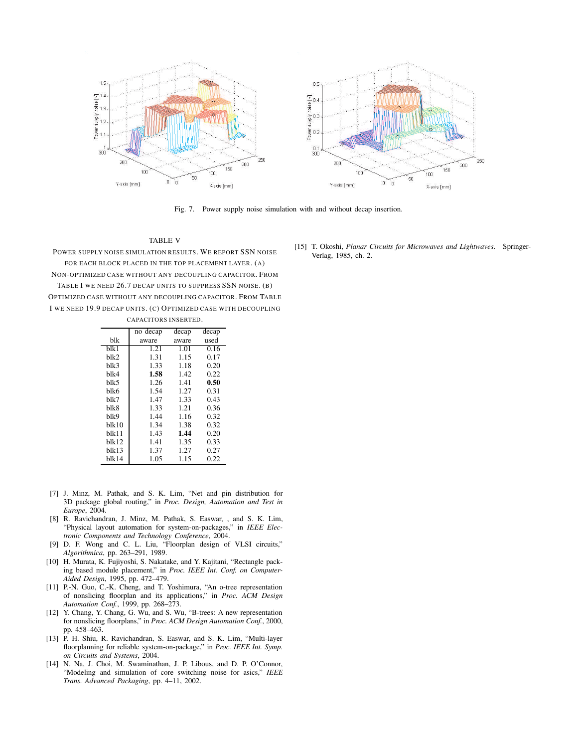0.5
0.4
0.3
0.2
0.1
Power supply noise [V]
300
200
100
0
Y-axis [mm]
0
50
100
150
200
250
X-axis [mm]

1.5
1.4
1.3
1.2
1.1
1
Power supply noise [V]
300
200
100
0
Y-axis [mm]
0
50
100
150
200
250
X-axis [mm]

Fig. 7. Power supply noise simulation with and without decap insertion.

TABLE V

POWER SUPPLY NOISE SIMULATION RESULTS. WE REPORT SSN NOISE FOR EACH BLOCK PLACED IN THE TOP PLACEMENT LAYER. (A) NON-OPTIMIZED CASE WITHOUT ANY DECOUPLING CAPACITOR. FROM TABLE I WE NEED 26.7 DECAP UNITS TO SUPPRESS SSN NOISE. (B) OPTIMIZED CASE WITHOUT ANY DECOUPLING CAPACITOR. FROM TABLE I WE NEED 19.9 DECAP UNITS. (C) OPTIMIZED CASE WITH DECOUPLING CAPACITORS INSERTED.

| blk | no decap aware | decap aware | decap used |
|---|---|---|---|
| blk1 | 1.21 | 1.01 | 0.16 |
| blk2 | 1.31 | 1.15 | 0.17 |
| blk3 | 1.33 | 1.18 | 0.20 |
| blk4 | **1.58** | 1.42 | 0.22 |
| blk5 | 1.26 | 1.41 | **0.50** |
| blk6 | 1.54 | 1.27 | 0.31 |
| blk7 | 1.47 | 1.33 | 0.43 |
| blk8 | 1.33 | 1.21 | 0.36 |
| blk9 | 1.44 | 1.16 | 0.32 |
| blk10 | 1.34 | 1.38 | 0.32 |
| blk11 | 1.43 | **1.44** | 0.20 |
| blk12 | 1.41 | 1.35 | 0.33 |
| blk13 | 1.37 | 1.27 | 0.27 |
| blk14 | 1.05 | 1.15 | 0.22 |

[7] J. Minz, M. Pathak, and S. K. Lim, "Net and pin distribution for 3D package global routing," in *Proc. Design, Automation and Test in Europe*, 2004.

[8] R. Ravichandran, J. Minz, M. Pathak, S. Easwar, , and S. K. Lim, "Physical layout automation for system-on-packages," in *IEEE Electronic Components and Technology Conference*, 2004.

[9] D. F. Wong and C. L. Liu, "Floorplan design of VLSI circuits," *Algorithmica*, pp. 263–291, 1989.

[10] H. Murata, K. Fujiyoshi, S. Nakatake, and Y. Kajitani, "Rectangle packing based module placement," in *Proc. IEEE Int. Conf. on Computer-Aided Design*, 1995, pp. 472–479.

[11] P.-N. Guo, C.-K. Cheng, and T. Yoshimura, "An o-tree representation of nonslicing floorplan and its applications," in *Proc. ACM Design Automation Conf.*, 1999, pp. 268–273.

[12] Y. Chang, Y. Chang, G. Wu, and S. Wu, "B-trees: A new representation for nonslicing floorplans," in *Proc. ACM Design Automation Conf.*, 2000, pp. 458–463.

[13] P. H. Shiu, R. Ravichandran, S. Easwar, and S. K. Lim, "Multi-layer floorplanning for reliable system-on-package," in *Proc. IEEE Int. Symp. on Circuits and Systems*, 2004.

[14] N. Na, J. Choi, M. Swaminathan, J. P. Libous, and D. P. O'Connor, "Modeling and simulation of core switching noise for asics," *IEEE Trans. Advanced Packaging*, pp. 4–11, 2002.

[15] T. Okoshi, *Planar Circuits for Microwaves and Lightwaves*. Springer-Verlag, 1985, ch. 2.